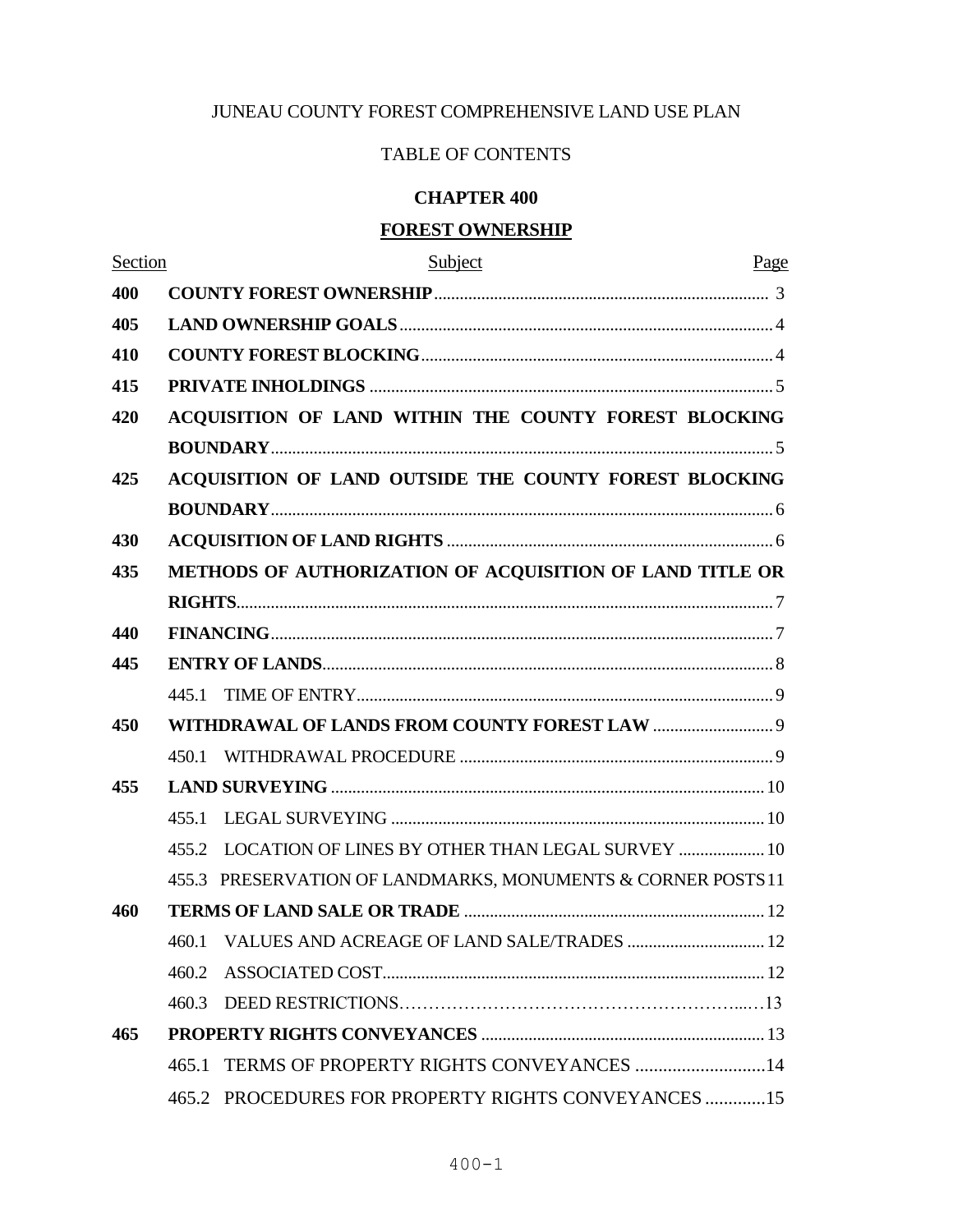JUNEAU COUNTY FOREST COMPREHENSIVE LAND USE PLAN

TABLE OF CONTENTS

# CHAPTER 400

## FOREST OWNERSHIP

| Section | Subject | Page |
|---|---|---|
| **400** | **COUNTY FOREST OWNERSHIP** | 3 |
| **405** | **LAND OWNERSHIP GOALS** | 4 |
| **410** | **COUNTY FOREST BLOCKING** | 4 |
| **415** | **PRIVATE INHOLDINGS** | 5 |
| **420** | **ACQUISITION OF LAND WITHIN THE COUNTY FOREST BLOCKING BOUNDARY** | 5 |
| **425** | **ACQUISITION OF LAND OUTSIDE THE COUNTY FOREST BLOCKING BOUNDARY** | 6 |
| **430** | **ACQUISITION OF LAND RIGHTS** | 6 |
| **435** | **METHODS OF AUTHORIZATION OF ACQUISITION OF LAND TITLE OR RIGHTS** | 7 |
| **440** | **FINANCING** | 7 |
| **445** | **ENTRY OF LANDS** | 8 |
| | 445.1 TIME OF ENTRY | 9 |
| **450** | **WITHDRAWAL OF LANDS FROM COUNTY FOREST LAW** | 9 |
| | 450.1 WITHDRAWAL PROCEDURE | 9 |
| **455** | **LAND SURVEYING** | 10 |
| | 455.1 LEGAL SURVEYING | 10 |
| | 455.2 LOCATION OF LINES BY OTHER THAN LEGAL SURVEY | 10 |
| | 455.3 PRESERVATION OF LANDMARKS, MONUMENTS & CORNER POSTS | 11 |
| **460** | **TERMS OF LAND SALE OR TRADE** | 12 |
| | 460.1 VALUES AND ACREAGE OF LAND SALE/TRADES | 12 |
| | 460.2 ASSOCIATED COST | 12 |
| | 460.3 DEED RESTRICTIONS | 13 |
| **465** | **PROPERTY RIGHTS CONVEYANCES** | 13 |
| | 465.1 TERMS OF PROPERTY RIGHTS CONVEYANCES | 14 |
| | 465.2 PROCEDURES FOR PROPERTY RIGHTS CONVEYANCES | 15 |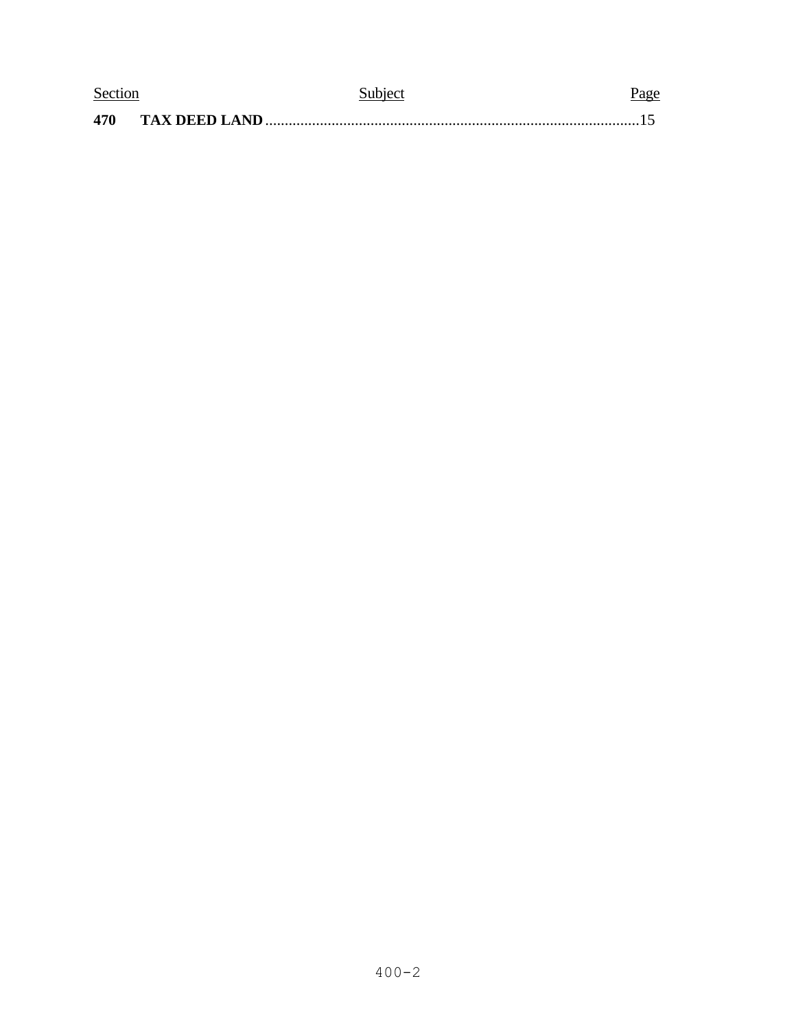| Section | Subject | Page |
|---|---|---|
| **470** | **TAX DEED LAND** | 15 |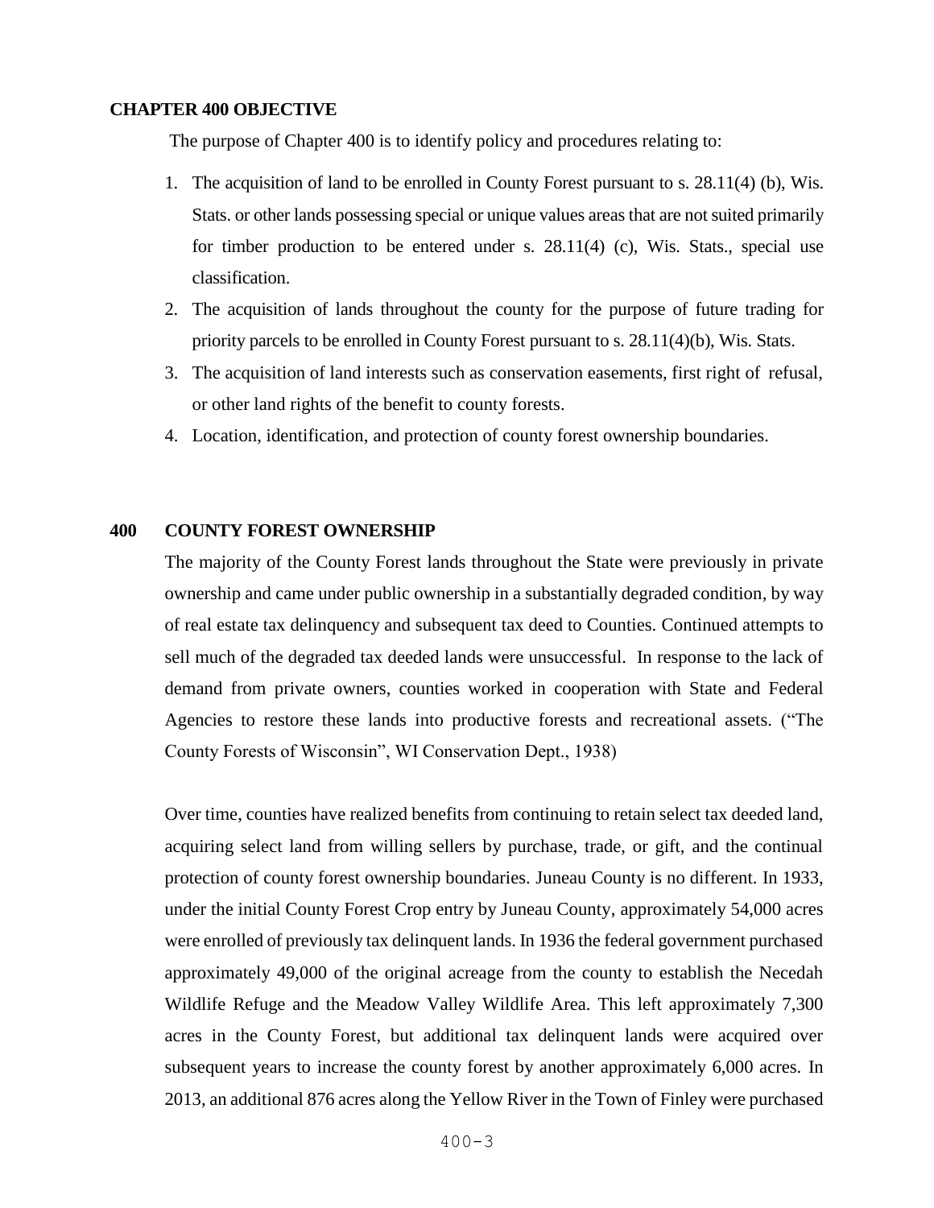## CHAPTER 400 OBJECTIVE

The purpose of Chapter 400 is to identify policy and procedures relating to:

1. The acquisition of land to be enrolled in County Forest pursuant to s. 28.11(4) (b), Wis. Stats. or other lands possessing special or unique values areas that are not suited primarily for timber production to be entered under s. 28.11(4) (c), Wis. Stats., special use classification.
2. The acquisition of lands throughout the county for the purpose of future trading for priority parcels to be enrolled in County Forest pursuant to s. 28.11(4)(b), Wis. Stats.
3. The acquisition of land interests such as conservation easements, first right of refusal, or other land rights of the benefit to county forests.
4. Location, identification, and protection of county forest ownership boundaries.

## 400 COUNTY FOREST OWNERSHIP

The majority of the County Forest lands throughout the State were previously in private ownership and came under public ownership in a substantially degraded condition, by way of real estate tax delinquency and subsequent tax deed to Counties. Continued attempts to sell much of the degraded tax deeded lands were unsuccessful. In response to the lack of demand from private owners, counties worked in cooperation with State and Federal Agencies to restore these lands into productive forests and recreational assets. ("The County Forests of Wisconsin", WI Conservation Dept., 1938)

Over time, counties have realized benefits from continuing to retain select tax deeded land, acquiring select land from willing sellers by purchase, trade, or gift, and the continual protection of county forest ownership boundaries. Juneau County is no different. In 1933, under the initial County Forest Crop entry by Juneau County, approximately 54,000 acres were enrolled of previously tax delinquent lands. In 1936 the federal government purchased approximately 49,000 of the original acreage from the county to establish the Necedah Wildlife Refuge and the Meadow Valley Wildlife Area. This left approximately 7,300 acres in the County Forest, but additional tax delinquent lands were acquired over subsequent years to increase the county forest by another approximately 6,000 acres. In 2013, an additional 876 acres along the Yellow River in the Town of Finley were purchased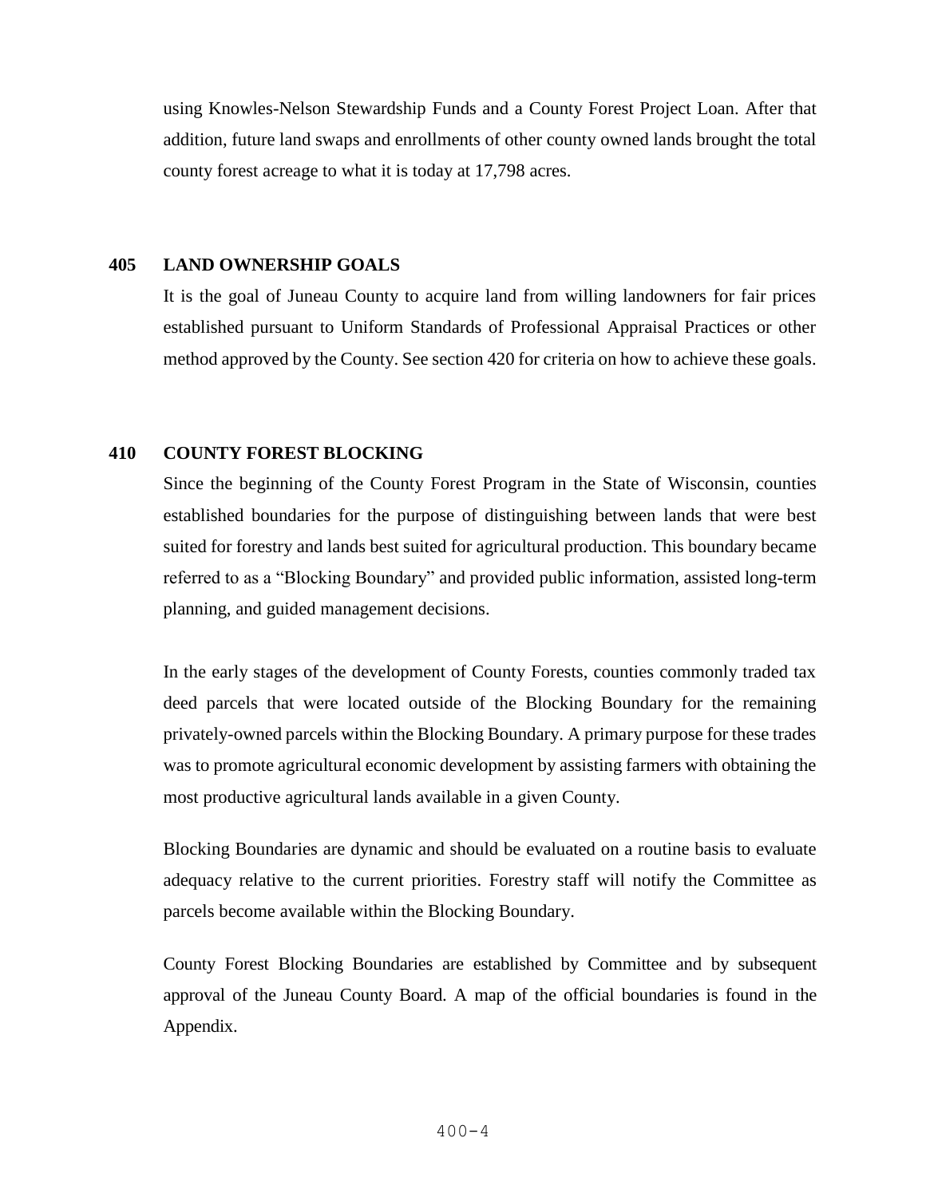using Knowles-Nelson Stewardship Funds and a County Forest Project Loan. After that addition, future land swaps and enrollments of other county owned lands brought the total county forest acreage to what it is today at 17,798 acres.

## 405 LAND OWNERSHIP GOALS

It is the goal of Juneau County to acquire land from willing landowners for fair prices established pursuant to Uniform Standards of Professional Appraisal Practices or other method approved by the County. See section 420 for criteria on how to achieve these goals.

## 410 COUNTY FOREST BLOCKING

Since the beginning of the County Forest Program in the State of Wisconsin, counties established boundaries for the purpose of distinguishing between lands that were best suited for forestry and lands best suited for agricultural production. This boundary became referred to as a "Blocking Boundary" and provided public information, assisted long-term planning, and guided management decisions.

In the early stages of the development of County Forests, counties commonly traded tax deed parcels that were located outside of the Blocking Boundary for the remaining privately-owned parcels within the Blocking Boundary. A primary purpose for these trades was to promote agricultural economic development by assisting farmers with obtaining the most productive agricultural lands available in a given County.

Blocking Boundaries are dynamic and should be evaluated on a routine basis to evaluate adequacy relative to the current priorities. Forestry staff will notify the Committee as parcels become available within the Blocking Boundary.

County Forest Blocking Boundaries are established by Committee and by subsequent approval of the Juneau County Board. A map of the official boundaries is found in the Appendix.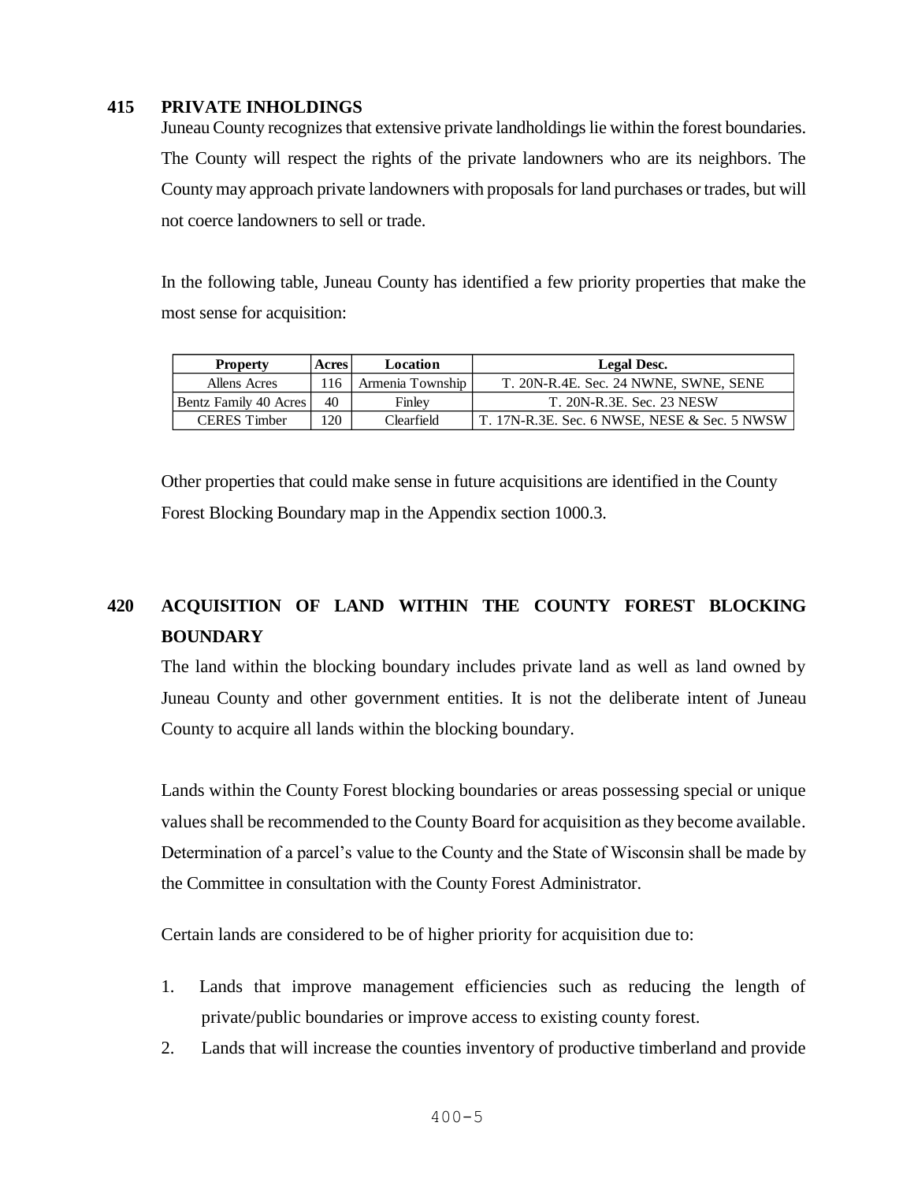## 415 PRIVATE INHOLDINGS

Juneau County recognizes that extensive private landholdings lie within the forest boundaries. The County will respect the rights of the private landowners who are its neighbors. The County may approach private landowners with proposals for land purchases or trades, but will not coerce landowners to sell or trade.

In the following table, Juneau County has identified a few priority properties that make the most sense for acquisition:

| Property | Acres | Location | Legal Desc. |
|---|---|---|---|
| Allens Acres | 116 | Armenia Township | T. 20N-R.4E. Sec. 24 NWNE, SWNE, SENE |
| Bentz Family 40 Acres | 40 | Finley | T. 20N-R.3E. Sec. 23 NESW |
| CERES Timber | 120 | Clearfield | T. 17N-R.3E. Sec. 6 NWSE, NESE & Sec. 5 NWSW |

Other properties that could make sense in future acquisitions are identified in the County Forest Blocking Boundary map in the Appendix section 1000.3.

## 420 ACQUISITION OF LAND WITHIN THE COUNTY FOREST BLOCKING BOUNDARY

The land within the blocking boundary includes private land as well as land owned by Juneau County and other government entities. It is not the deliberate intent of Juneau County to acquire all lands within the blocking boundary.

Lands within the County Forest blocking boundaries or areas possessing special or unique values shall be recommended to the County Board for acquisition as they become available. Determination of a parcel's value to the County and the State of Wisconsin shall be made by the Committee in consultation with the County Forest Administrator.

Certain lands are considered to be of higher priority for acquisition due to:

1. Lands that improve management efficiencies such as reducing the length of private/public boundaries or improve access to existing county forest.
2. Lands that will increase the counties inventory of productive timberland and provide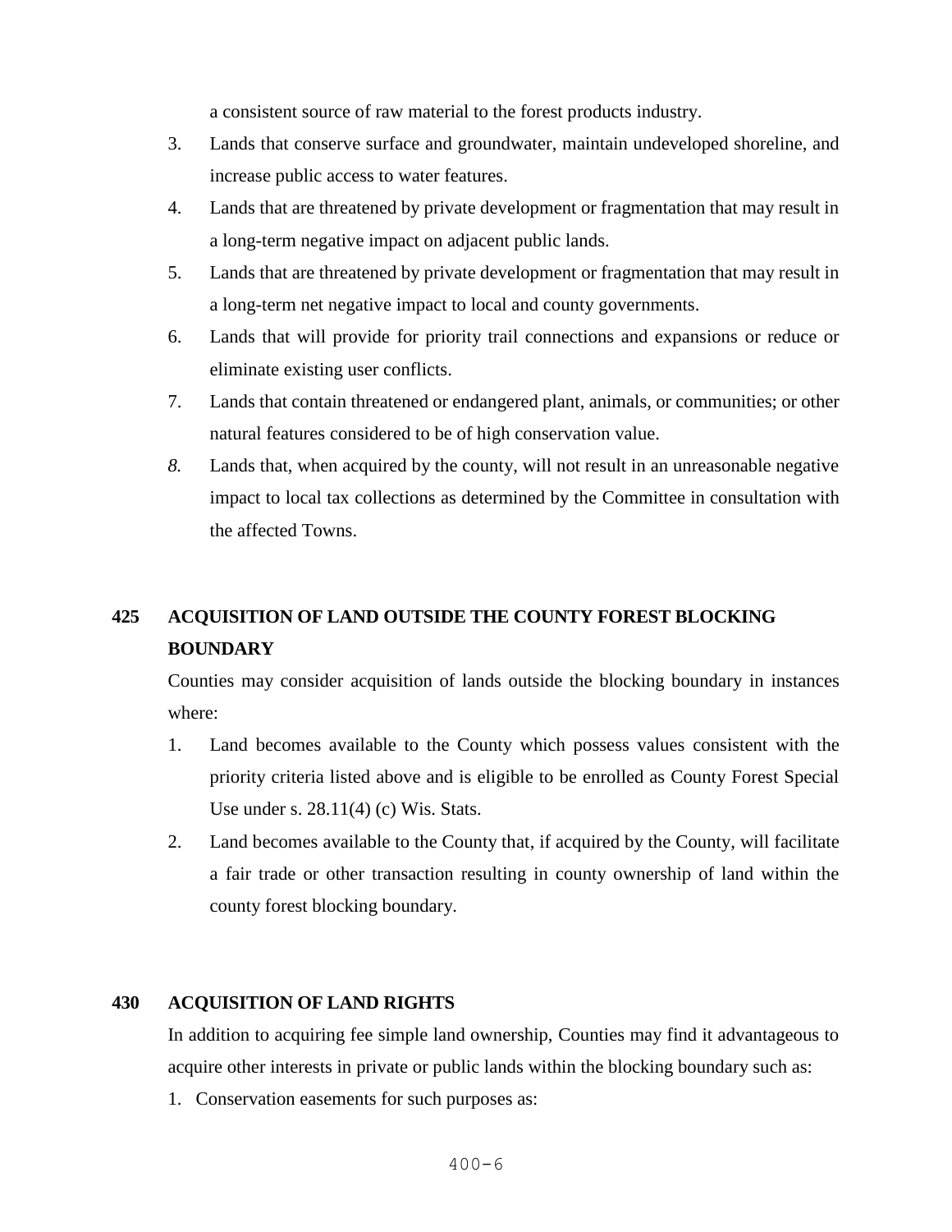a consistent source of raw material to the forest products industry.

3. Lands that conserve surface and groundwater, maintain undeveloped shoreline, and increase public access to water features.
4. Lands that are threatened by private development or fragmentation that may result in a long-term negative impact on adjacent public lands.
5. Lands that are threatened by private development or fragmentation that may result in a long-term net negative impact to local and county governments.
6. Lands that will provide for priority trail connections and expansions or reduce or eliminate existing user conflicts.
7. Lands that contain threatened or endangered plant, animals, or communities; or other natural features considered to be of high conservation value.
8. Lands that, when acquired by the county, will not result in an unreasonable negative impact to local tax collections as determined by the Committee in consultation with the affected Towns.

## 425 ACQUISITION OF LAND OUTSIDE THE COUNTY FOREST BLOCKING BOUNDARY

Counties may consider acquisition of lands outside the blocking boundary in instances where:

1. Land becomes available to the County which possess values consistent with the priority criteria listed above and is eligible to be enrolled as County Forest Special Use under s. 28.11(4) (c) Wis. Stats.
2. Land becomes available to the County that, if acquired by the County, will facilitate a fair trade or other transaction resulting in county ownership of land within the county forest blocking boundary.

## 430 ACQUISITION OF LAND RIGHTS

In addition to acquiring fee simple land ownership, Counties may find it advantageous to acquire other interests in private or public lands within the blocking boundary such as:

1. Conservation easements for such purposes as: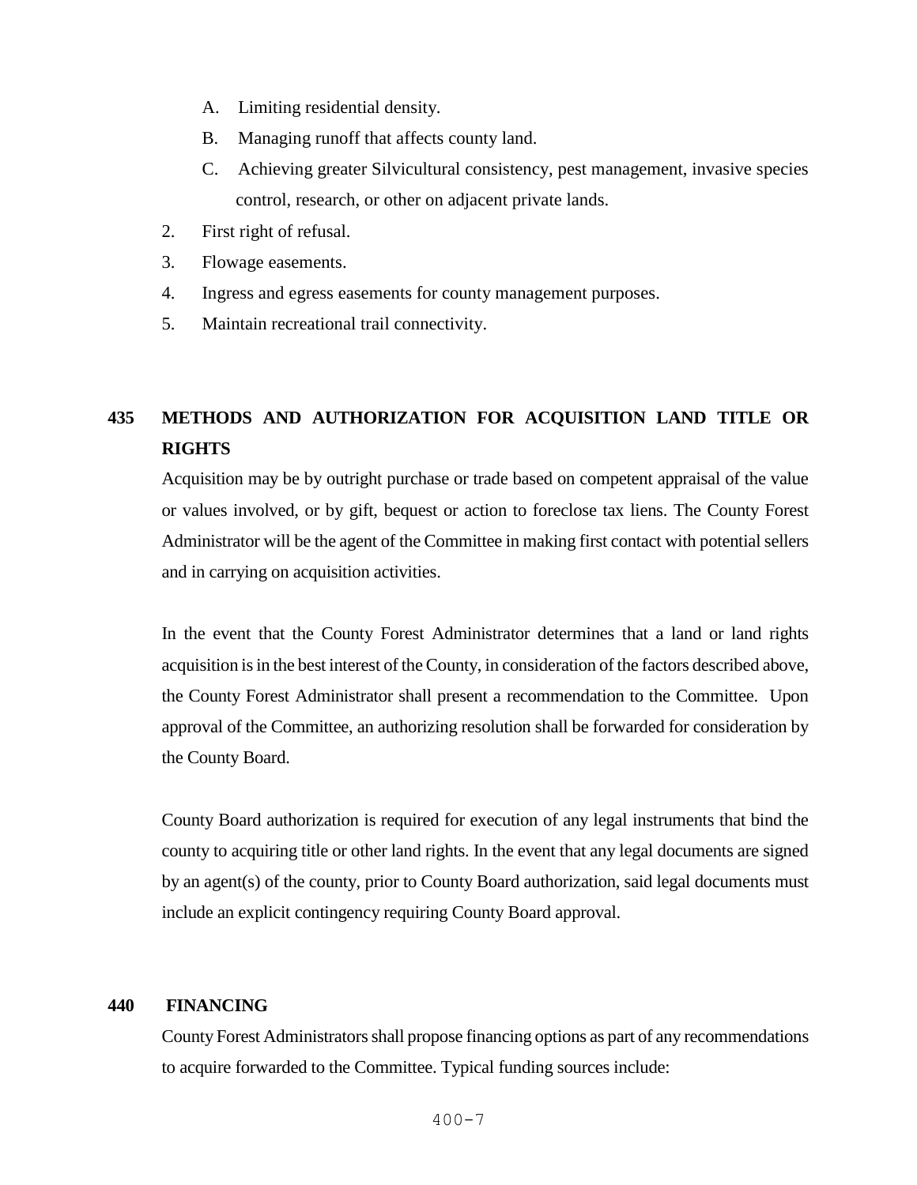A. Limiting residential density.
   B. Managing runoff that affects county land.
   C. Achieving greater Silvicultural consistency, pest management, invasive species control, research, or other on adjacent private lands.
2. First right of refusal.
3. Flowage easements.
4. Ingress and egress easements for county management purposes.
5. Maintain recreational trail connectivity.

## 435 METHODS AND AUTHORIZATION FOR ACQUISITION LAND TITLE OR RIGHTS

Acquisition may be by outright purchase or trade based on competent appraisal of the value or values involved, or by gift, bequest or action to foreclose tax liens. The County Forest Administrator will be the agent of the Committee in making first contact with potential sellers and in carrying on acquisition activities.

In the event that the County Forest Administrator determines that a land or land rights acquisition is in the best interest of the County, in consideration of the factors described above, the County Forest Administrator shall present a recommendation to the Committee. Upon approval of the Committee, an authorizing resolution shall be forwarded for consideration by the County Board.

County Board authorization is required for execution of any legal instruments that bind the county to acquiring title or other land rights. In the event that any legal documents are signed by an agent(s) of the county, prior to County Board authorization, said legal documents must include an explicit contingency requiring County Board approval.

## 440 FINANCING

County Forest Administrators shall propose financing options as part of any recommendations to acquire forwarded to the Committee. Typical funding sources include: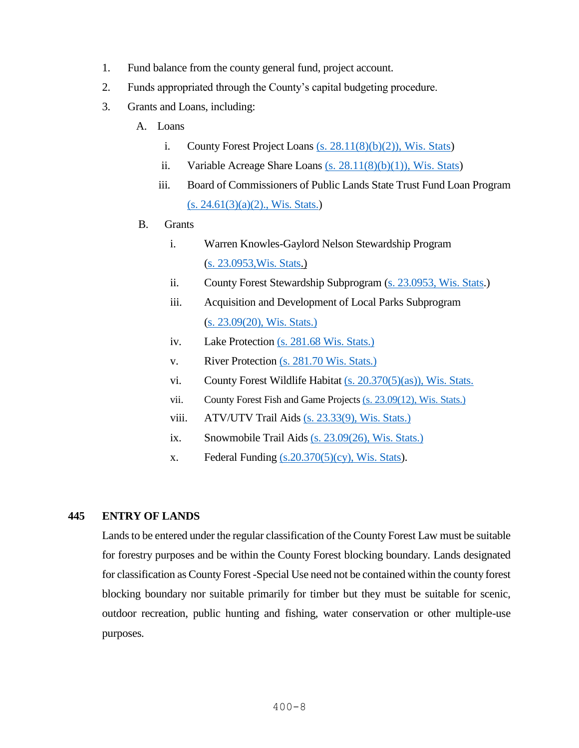1. Fund balance from the county general fund, project account.
2. Funds appropriated through the County's capital budgeting procedure.
3. Grants and Loans, including:
   - A. Loans
     - i. County Forest Project Loans (s. 28.11(8)(b)(2)), Wis. Stats)
     - ii. Variable Acreage Share Loans (s. 28.11(8)(b)(1)), Wis. Stats)
     - iii. Board of Commissioners of Public Lands State Trust Fund Loan Program (s. 24.61(3)(a)(2)., Wis. Stats.)
   - B. Grants
     - i. Warren Knowles-Gaylord Nelson Stewardship Program (s. 23.0953,Wis. Stats.)
     - ii. County Forest Stewardship Subprogram (s. 23.0953, Wis. Stats.)
     - iii. Acquisition and Development of Local Parks Subprogram (s. 23.09(20), Wis. Stats.)
     - iv. Lake Protection (s. 281.68 Wis. Stats.)
     - v. River Protection (s. 281.70 Wis. Stats.)
     - vi. County Forest Wildlife Habitat (s. 20.370(5)(as)), Wis. Stats.
     - vii. County Forest Fish and Game Projects (s. 23.09(12), Wis. Stats.)
     - viii. ATV/UTV Trail Aids (s. 23.33(9), Wis. Stats.)
     - ix. Snowmobile Trail Aids (s. 23.09(26), Wis. Stats.)
     - x. Federal Funding (s.20.370(5)(cy), Wis. Stats).

## 445 ENTRY OF LANDS

Lands to be entered under the regular classification of the County Forest Law must be suitable for forestry purposes and be within the County Forest blocking boundary. Lands designated for classification as County Forest -Special Use need not be contained within the county forest blocking boundary nor suitable primarily for timber but they must be suitable for scenic, outdoor recreation, public hunting and fishing, water conservation or other multiple-use purposes.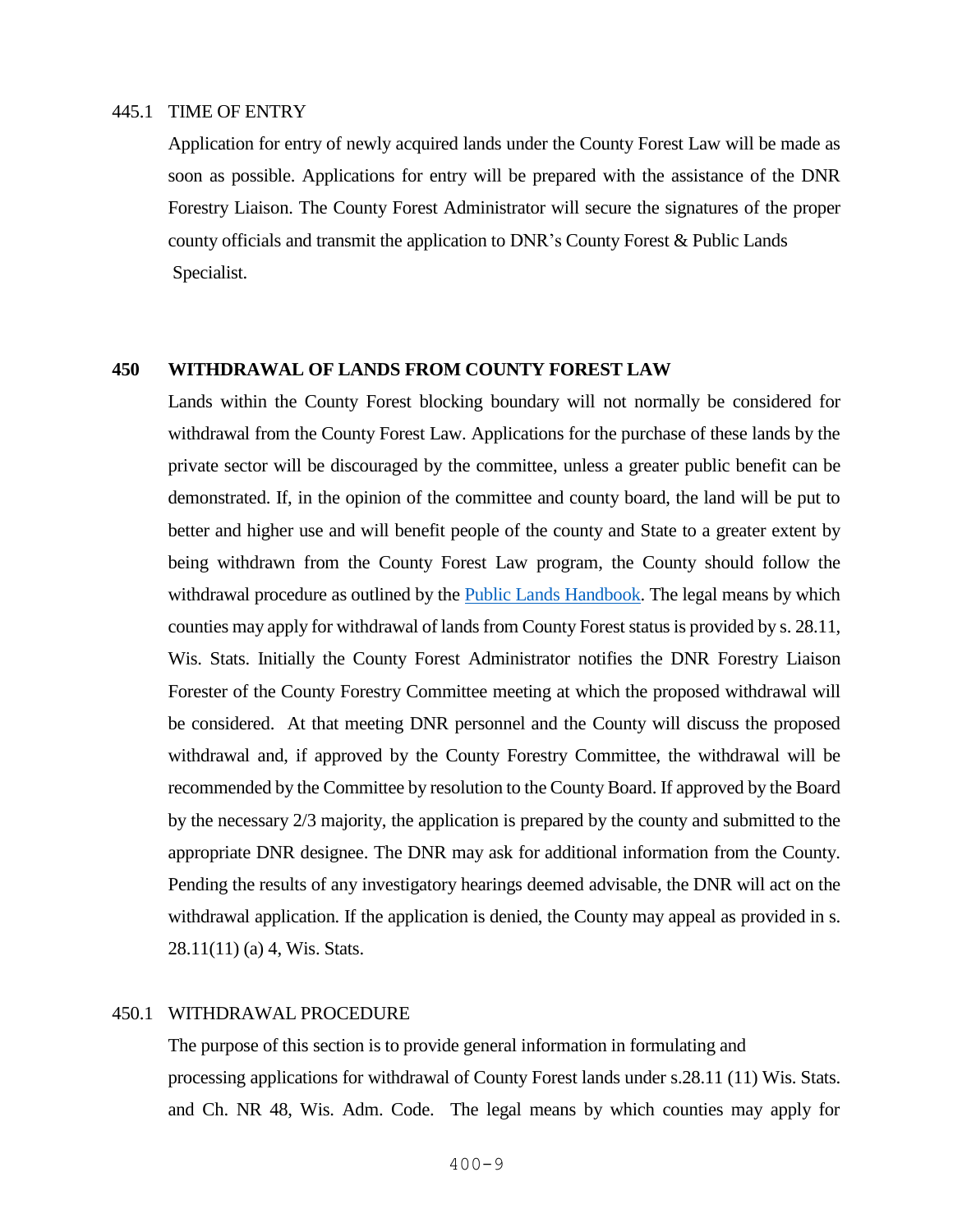### 445.1 TIME OF ENTRY

Application for entry of newly acquired lands under the County Forest Law will be made as soon as possible. Applications for entry will be prepared with the assistance of the DNR Forestry Liaison. The County Forest Administrator will secure the signatures of the proper county officials and transmit the application to DNR's County Forest & Public Lands Specialist.

## 450 WITHDRAWAL OF LANDS FROM COUNTY FOREST LAW

Lands within the County Forest blocking boundary will not normally be considered for withdrawal from the County Forest Law. Applications for the purchase of these lands by the private sector will be discouraged by the committee, unless a greater public benefit can be demonstrated. If, in the opinion of the committee and county board, the land will be put to better and higher use and will benefit people of the county and State to a greater extent by being withdrawn from the County Forest Law program, the County should follow the withdrawal procedure as outlined by the Public Lands Handbook. The legal means by which counties may apply for withdrawal of lands from County Forest status is provided by s. 28.11, Wis. Stats. Initially the County Forest Administrator notifies the DNR Forestry Liaison Forester of the County Forestry Committee meeting at which the proposed withdrawal will be considered. At that meeting DNR personnel and the County will discuss the proposed withdrawal and, if approved by the County Forestry Committee, the withdrawal will be recommended by the Committee by resolution to the County Board. If approved by the Board by the necessary 2/3 majority, the application is prepared by the county and submitted to the appropriate DNR designee. The DNR may ask for additional information from the County. Pending the results of any investigatory hearings deemed advisable, the DNR will act on the withdrawal application. If the application is denied, the County may appeal as provided in s. 28.11(11) (a) 4, Wis. Stats.

### 450.1 WITHDRAWAL PROCEDURE

The purpose of this section is to provide general information in formulating and processing applications for withdrawal of County Forest lands under s.28.11 (11) Wis. Stats. and Ch. NR 48, Wis. Adm. Code. The legal means by which counties may apply for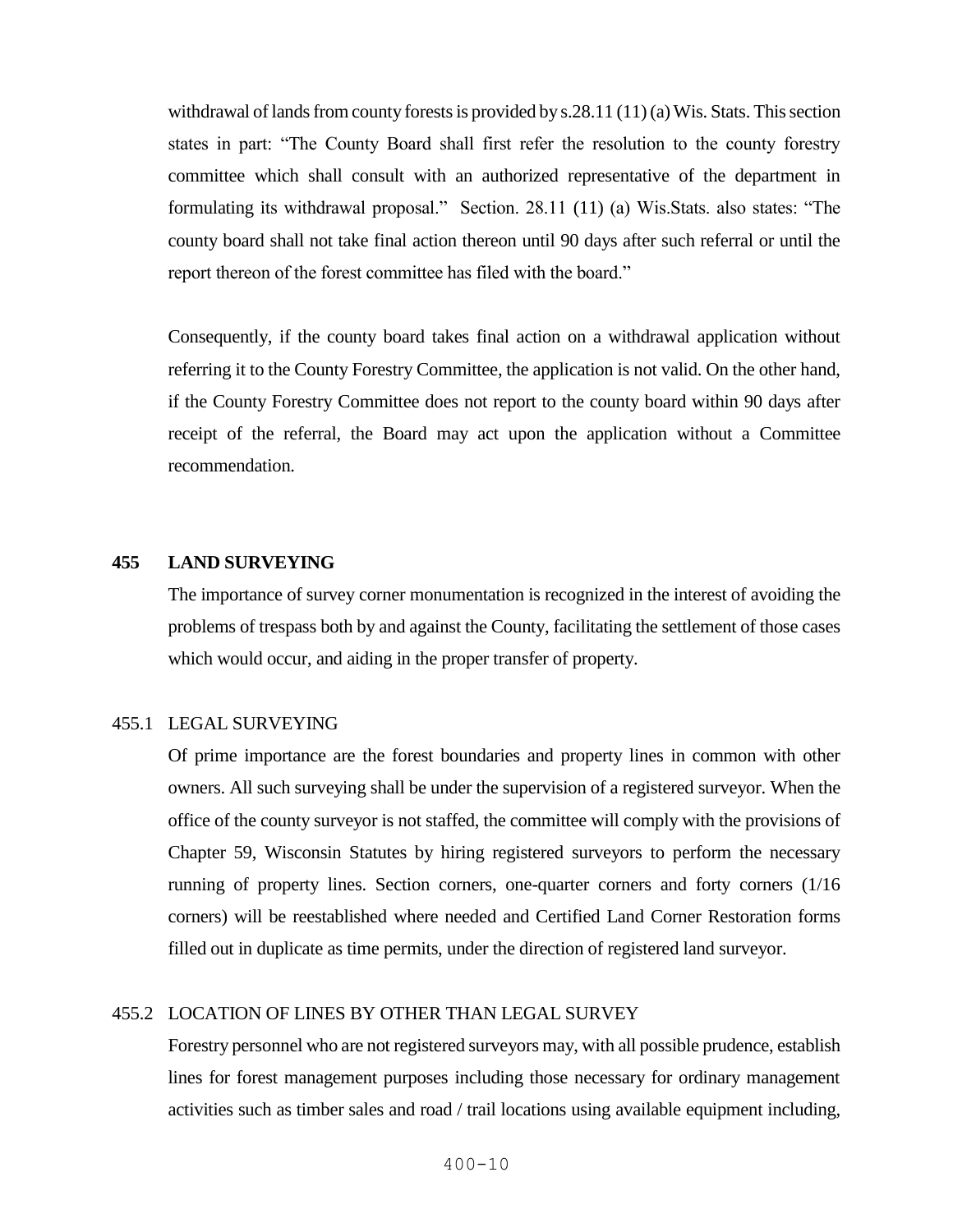withdrawal of lands from county forests is provided by s.28.11 (11) (a) Wis. Stats. This section states in part: "The County Board shall first refer the resolution to the county forestry committee which shall consult with an authorized representative of the department in formulating its withdrawal proposal." Section. 28.11 (11) (a) Wis.Stats. also states: "The county board shall not take final action thereon until 90 days after such referral or until the report thereon of the forest committee has filed with the board."

Consequently, if the county board takes final action on a withdrawal application without referring it to the County Forestry Committee, the application is not valid. On the other hand, if the County Forestry Committee does not report to the county board within 90 days after receipt of the referral, the Board may act upon the application without a Committee recommendation.

## 455 LAND SURVEYING

The importance of survey corner monumentation is recognized in the interest of avoiding the problems of trespass both by and against the County, facilitating the settlement of those cases which would occur, and aiding in the proper transfer of property.

### 455.1 LEGAL SURVEYING

Of prime importance are the forest boundaries and property lines in common with other owners. All such surveying shall be under the supervision of a registered surveyor. When the office of the county surveyor is not staffed, the committee will comply with the provisions of Chapter 59, Wisconsin Statutes by hiring registered surveyors to perform the necessary running of property lines. Section corners, one-quarter corners and forty corners (1/16 corners) will be reestablished where needed and Certified Land Corner Restoration forms filled out in duplicate as time permits, under the direction of registered land surveyor.

### 455.2 LOCATION OF LINES BY OTHER THAN LEGAL SURVEY

Forestry personnel who are not registered surveyors may, with all possible prudence, establish lines for forest management purposes including those necessary for ordinary management activities such as timber sales and road / trail locations using available equipment including,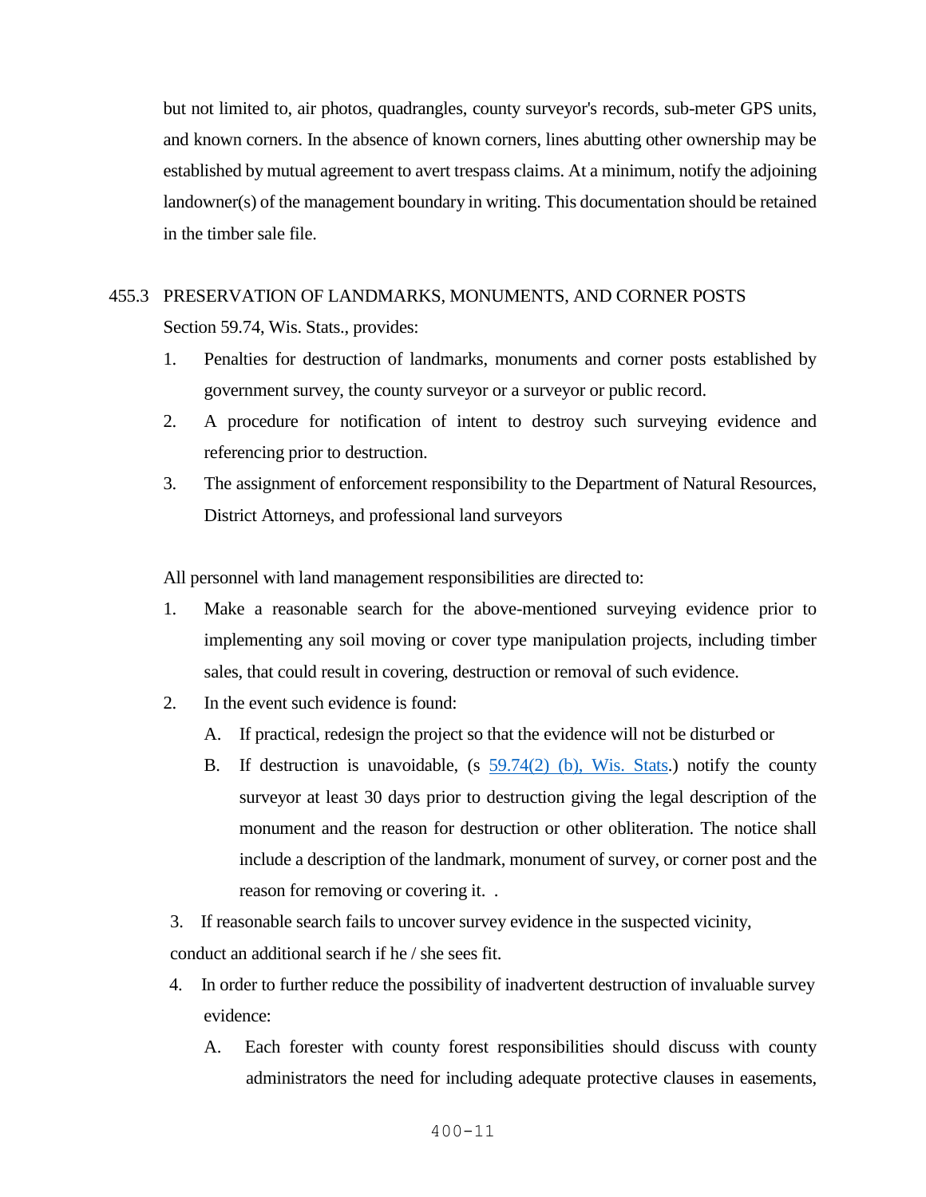but not limited to, air photos, quadrangles, county surveyor's records, sub-meter GPS units, and known corners. In the absence of known corners, lines abutting other ownership may be established by mutual agreement to avert trespass claims. At a minimum, notify the adjoining landowner(s) of the management boundary in writing. This documentation should be retained in the timber sale file.

## 455.3 PRESERVATION OF LANDMARKS, MONUMENTS, AND CORNER POSTS

Section 59.74, Wis. Stats., provides:

1. Penalties for destruction of landmarks, monuments and corner posts established by government survey, the county surveyor or a surveyor or public record.
2. A procedure for notification of intent to destroy such surveying evidence and referencing prior to destruction.
3. The assignment of enforcement responsibility to the Department of Natural Resources, District Attorneys, and professional land surveyors

All personnel with land management responsibilities are directed to:

1. Make a reasonable search for the above-mentioned surveying evidence prior to implementing any soil moving or cover type manipulation projects, including timber sales, that could result in covering, destruction or removal of such evidence.
2. In the event such evidence is found:
   - A. If practical, redesign the project so that the evidence will not be disturbed or
   - B. If destruction is unavoidable, (s [59.74(2) (b), Wis. Stats](59.74(2) (b), Wis. Stats).) notify the county surveyor at least 30 days prior to destruction giving the legal description of the monument and the reason for destruction or other obliteration. The notice shall include a description of the landmark, monument of survey, or corner post and the reason for removing or covering it. .
3. If reasonable search fails to uncover survey evidence in the suspected vicinity, conduct an additional search if he / she sees fit.
4. In order to further reduce the possibility of inadvertent destruction of invaluable survey evidence:
   - A. Each forester with county forest responsibilities should discuss with county administrators the need for including adequate protective clauses in easements,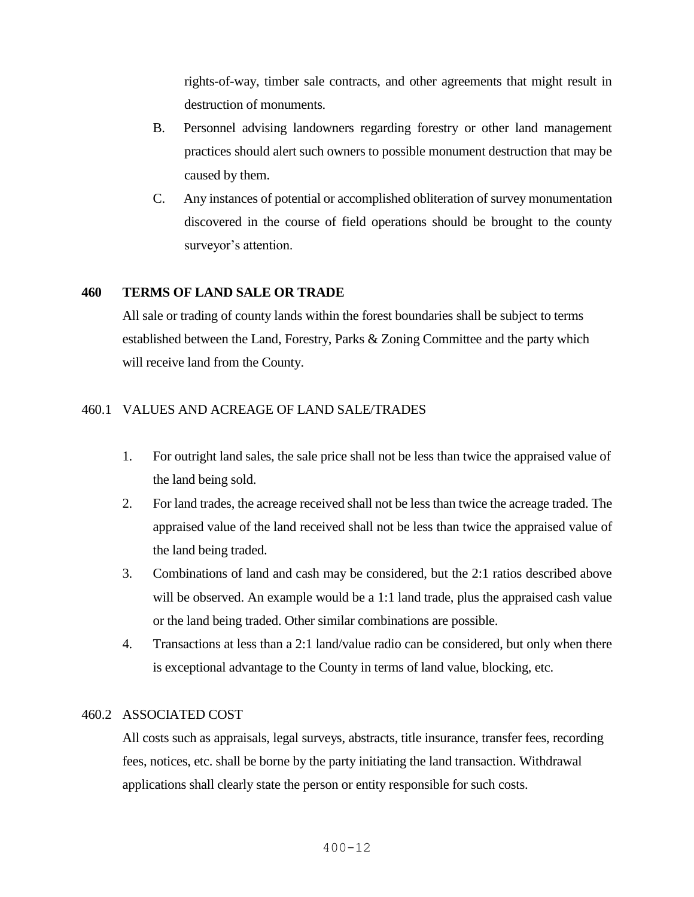rights-of-way, timber sale contracts, and other agreements that might result in destruction of monuments.

B. Personnel advising landowners regarding forestry or other land management practices should alert such owners to possible monument destruction that may be caused by them.

C. Any instances of potential or accomplished obliteration of survey monumentation discovered in the course of field operations should be brought to the county surveyor's attention.

## 460 TERMS OF LAND SALE OR TRADE

All sale or trading of county lands within the forest boundaries shall be subject to terms established between the Land, Forestry, Parks & Zoning Committee and the party which will receive land from the County.

### 460.1 VALUES AND ACREAGE OF LAND SALE/TRADES

1. For outright land sales, the sale price shall not be less than twice the appraised value of the land being sold.
2. For land trades, the acreage received shall not be less than twice the acreage traded. The appraised value of the land received shall not be less than twice the appraised value of the land being traded.
3. Combinations of land and cash may be considered, but the 2:1 ratios described above will be observed. An example would be a 1:1 land trade, plus the appraised cash value or the land being traded. Other similar combinations are possible.
4. Transactions at less than a 2:1 land/value radio can be considered, but only when there is exceptional advantage to the County in terms of land value, blocking, etc.

### 460.2 ASSOCIATED COST

All costs such as appraisals, legal surveys, abstracts, title insurance, transfer fees, recording fees, notices, etc. shall be borne by the party initiating the land transaction. Withdrawal applications shall clearly state the person or entity responsible for such costs.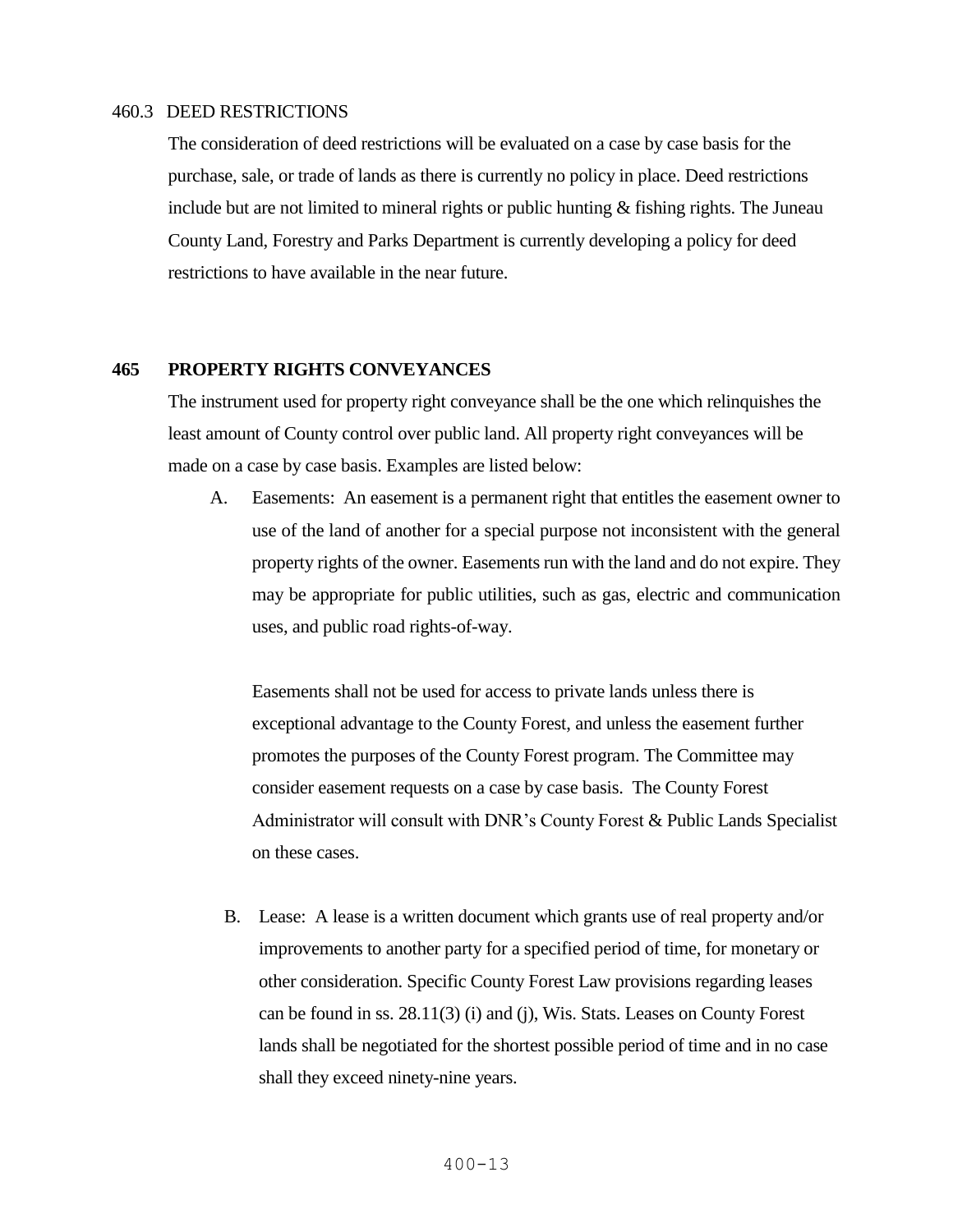460.3 DEED RESTRICTIONS

The consideration of deed restrictions will be evaluated on a case by case basis for the purchase, sale, or trade of lands as there is currently no policy in place. Deed restrictions include but are not limited to mineral rights or public hunting & fishing rights. The Juneau County Land, Forestry and Parks Department is currently developing a policy for deed restrictions to have available in the near future.

## 465 PROPERTY RIGHTS CONVEYANCES

The instrument used for property right conveyance shall be the one which relinquishes the least amount of County control over public land. All property right conveyances will be made on a case by case basis. Examples are listed below:

A. Easements: An easement is a permanent right that entitles the easement owner to use of the land of another for a special purpose not inconsistent with the general property rights of the owner. Easements run with the land and do not expire. They may be appropriate for public utilities, such as gas, electric and communication uses, and public road rights-of-way.

   Easements shall not be used for access to private lands unless there is exceptional advantage to the County Forest, and unless the easement further promotes the purposes of the County Forest program. The Committee may consider easement requests on a case by case basis. The County Forest Administrator will consult with DNR's County Forest & Public Lands Specialist on these cases.

B. Lease: A lease is a written document which grants use of real property and/or improvements to another party for a specified period of time, for monetary or other consideration. Specific County Forest Law provisions regarding leases can be found in ss. 28.11(3) (i) and (j), Wis. Stats. Leases on County Forest lands shall be negotiated for the shortest possible period of time and in no case shall they exceed ninety-nine years.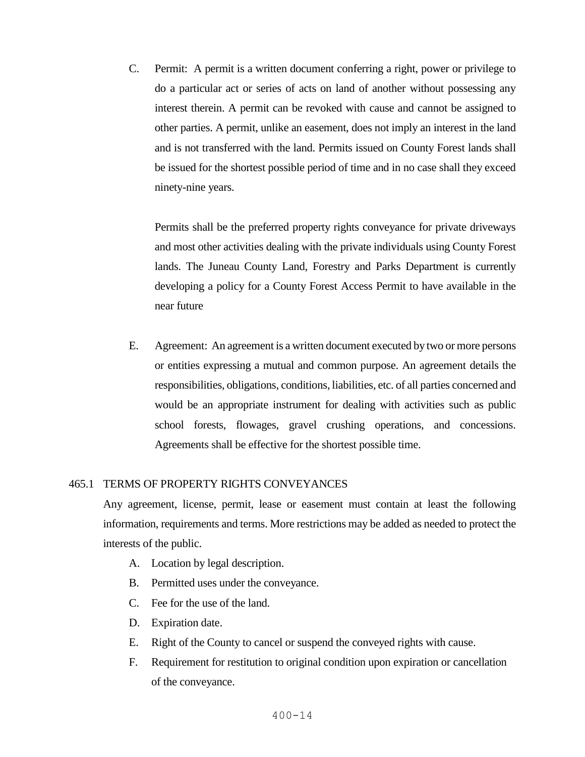C. Permit: A permit is a written document conferring a right, power or privilege to do a particular act or series of acts on land of another without possessing any interest therein. A permit can be revoked with cause and cannot be assigned to other parties. A permit, unlike an easement, does not imply an interest in the land and is not transferred with the land. Permits issued on County Forest lands shall be issued for the shortest possible period of time and in no case shall they exceed ninety-nine years.

   Permits shall be the preferred property rights conveyance for private driveways and most other activities dealing with the private individuals using County Forest lands. The Juneau County Land, Forestry and Parks Department is currently developing a policy for a County Forest Access Permit to have available in the near future

E. Agreement: An agreement is a written document executed by two or more persons or entities expressing a mutual and common purpose. An agreement details the responsibilities, obligations, conditions, liabilities, etc. of all parties concerned and would be an appropriate instrument for dealing with activities such as public school forests, flowages, gravel crushing operations, and concessions. Agreements shall be effective for the shortest possible time.

## 465.1 TERMS OF PROPERTY RIGHTS CONVEYANCES

Any agreement, license, permit, lease or easement must contain at least the following information, requirements and terms. More restrictions may be added as needed to protect the interests of the public.

A. Location by legal description.
B. Permitted uses under the conveyance.
C. Fee for the use of the land.
D. Expiration date.
E. Right of the County to cancel or suspend the conveyed rights with cause.
F. Requirement for restitution to original condition upon expiration or cancellation of the conveyance.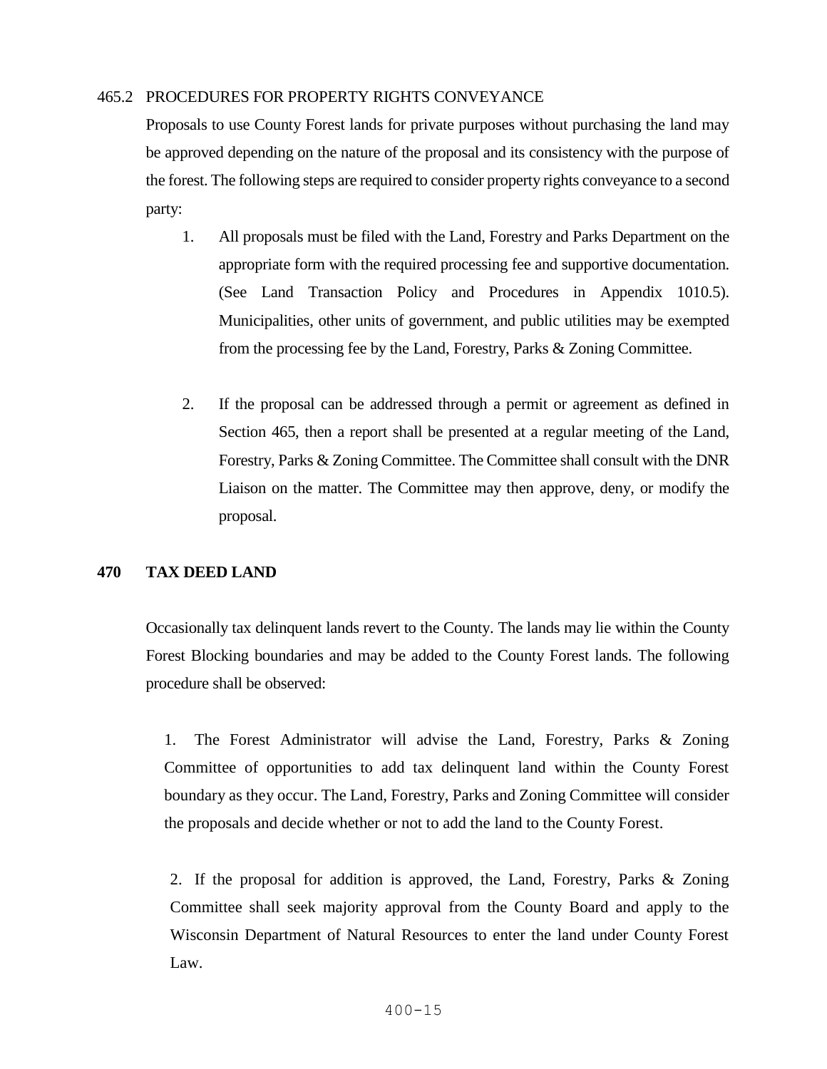465.2 PROCEDURES FOR PROPERTY RIGHTS CONVEYANCE

Proposals to use County Forest lands for private purposes without purchasing the land may be approved depending on the nature of the proposal and its consistency with the purpose of the forest. The following steps are required to consider property rights conveyance to a second party:

1. All proposals must be filed with the Land, Forestry and Parks Department on the appropriate form with the required processing fee and supportive documentation. (See Land Transaction Policy and Procedures in Appendix 1010.5). Municipalities, other units of government, and public utilities may be exempted from the processing fee by the Land, Forestry, Parks & Zoning Committee.

2. If the proposal can be addressed through a permit or agreement as defined in Section 465, then a report shall be presented at a regular meeting of the Land, Forestry, Parks & Zoning Committee. The Committee shall consult with the DNR Liaison on the matter. The Committee may then approve, deny, or modify the proposal.

## 470 TAX DEED LAND

Occasionally tax delinquent lands revert to the County. The lands may lie within the County Forest Blocking boundaries and may be added to the County Forest lands. The following procedure shall be observed:

1. The Forest Administrator will advise the Land, Forestry, Parks & Zoning Committee of opportunities to add tax delinquent land within the County Forest boundary as they occur. The Land, Forestry, Parks and Zoning Committee will consider the proposals and decide whether or not to add the land to the County Forest.

2. If the proposal for addition is approved, the Land, Forestry, Parks & Zoning Committee shall seek majority approval from the County Board and apply to the Wisconsin Department of Natural Resources to enter the land under County Forest Law.